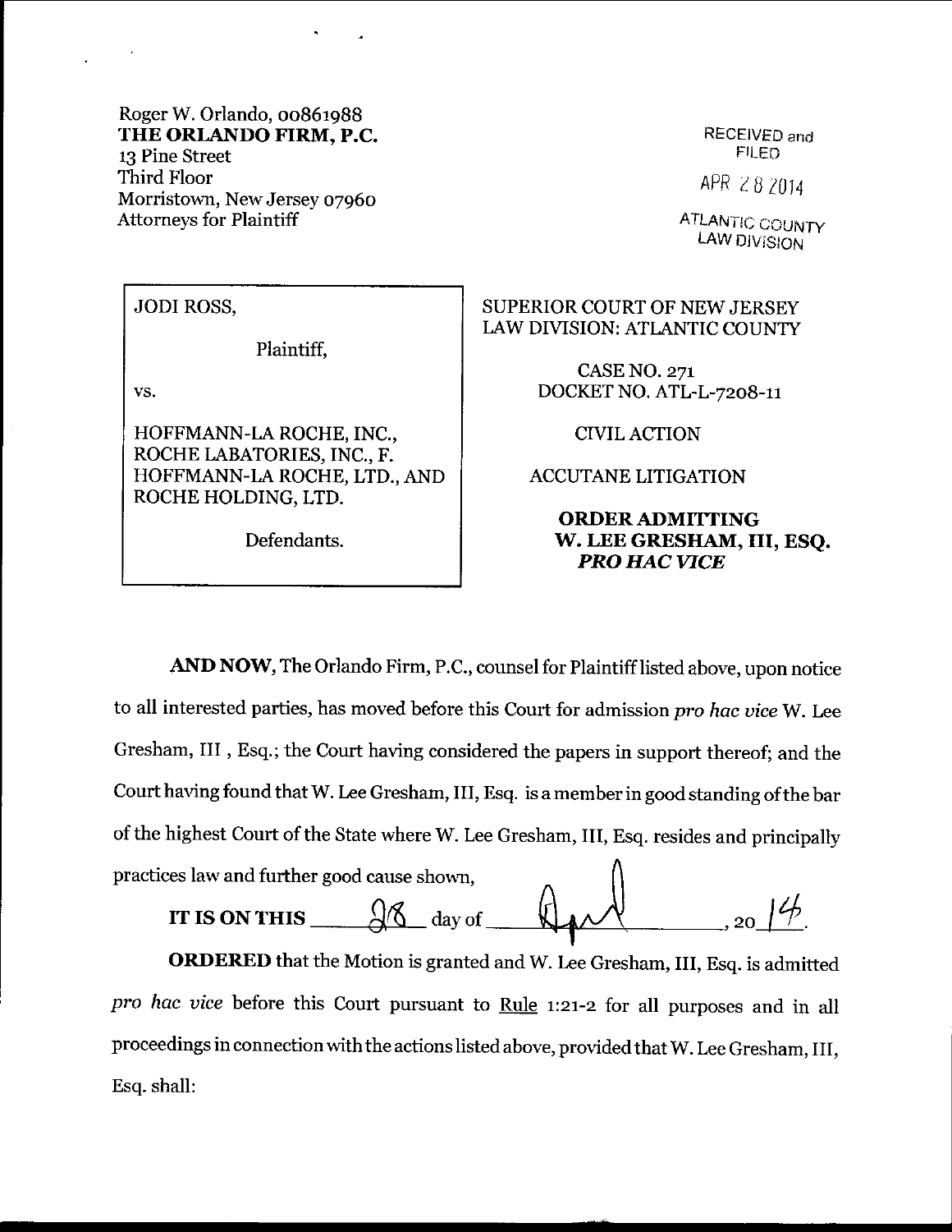Roger W. Orlando, 00861988
**THE ORLANDO FIRM, P.C.**
13 Pine Street
Third Floor
Morristown, New Jersey 07960
Attorneys for Plaintiff

RECEIVED and FILED
APR 28 2014
ATLANTIC COUNTY LAW DIVISION

| | |
|---|---|
| JODI ROSS,<br><br>Plaintiff,<br><br>vs.<br><br>HOFFMANN-LA ROCHE, INC., ROCHE LABATORIES, INC., F. HOFFMANN-LA ROCHE, LTD., AND ROCHE HOLDING, LTD.<br><br>Defendants. | SUPERIOR COURT OF NEW JERSEY<br>LAW DIVISION: ATLANTIC COUNTY<br><br>CASE NO. 271<br>DOCKET NO. ATL-L-7208-11<br><br>CIVIL ACTION<br><br>ACCUTANE LITIGATION<br><br>**ORDER ADMITTING W. LEE GRESHAM, III, ESQ. *PRO HAC VICE*** |

**AND NOW,** The Orlando Firm, P.C., counsel for Plaintiff listed above, upon notice to all interested parties, has moved before this Court for admission *pro hac vice* W. Lee Gresham, III , Esq.; the Court having considered the papers in support thereof; and the Court having found that W. Lee Gresham, III, Esq. is a member in good standing of the bar of the highest Court of the State where W. Lee Gresham, III, Esq. resides and principally practices law and further good cause shown,

**IT IS ON THIS** 28 day of April, 2014.

**ORDERED** that the Motion is granted and W. Lee Gresham, III, Esq. is admitted *pro hac vice* before this Court pursuant to Rule 1:21-2 for all purposes and in all proceedings in connection with the actions listed above, provided that W. Lee Gresham, III, Esq. shall: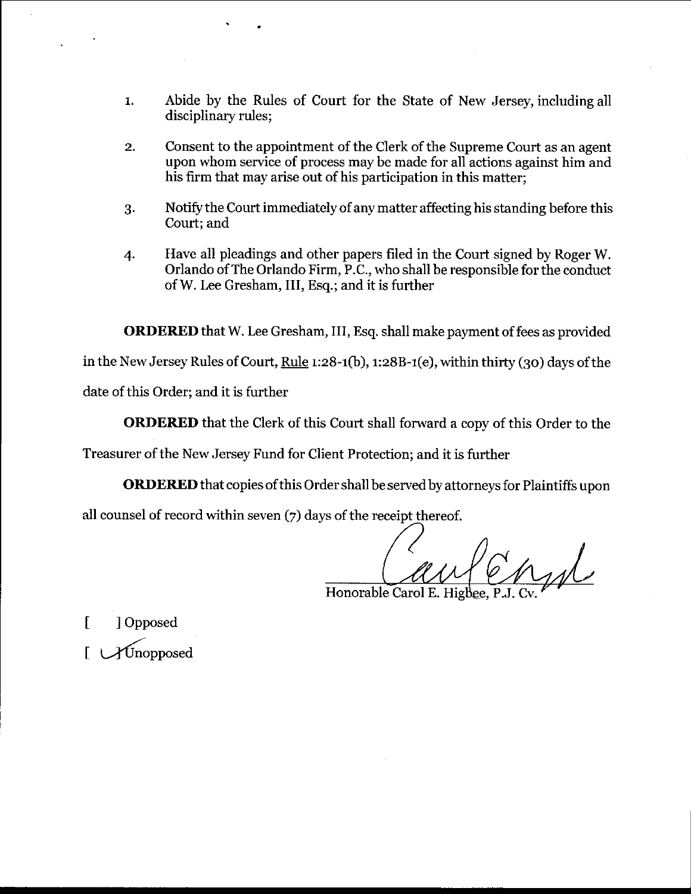1. Abide by the Rules of Court for the State of New Jersey, including all disciplinary rules;

2. Consent to the appointment of the Clerk of the Supreme Court as an agent upon whom service of process may be made for all actions against him and his firm that may arise out of his participation in this matter;

3. Notify the Court immediately of any matter affecting his standing before this Court; and

4. Have all pleadings and other papers filed in the Court signed by Roger W. Orlando of The Orlando Firm, P.C., who shall be responsible for the conduct of W. Lee Gresham, III, Esq.; and it is further

**ORDERED** that W. Lee Gresham, III, Esq. shall make payment of fees as provided in the New Jersey Rules of Court, Rule 1:28-1(b), 1:28B-1(e), within thirty (30) days of the date of this Order; and it is further

**ORDERED** that the Clerk of this Court shall forward a copy of this Order to the Treasurer of the New Jersey Fund for Client Protection; and it is further

**ORDERED** that copies of this Order shall be served by attorneys for Plaintiffs upon all counsel of record within seven (7) days of the receipt thereof.

Honorable Carol E. Higbee, P.J. Cv.

[ ] Opposed

[ ✓ ] Unopposed